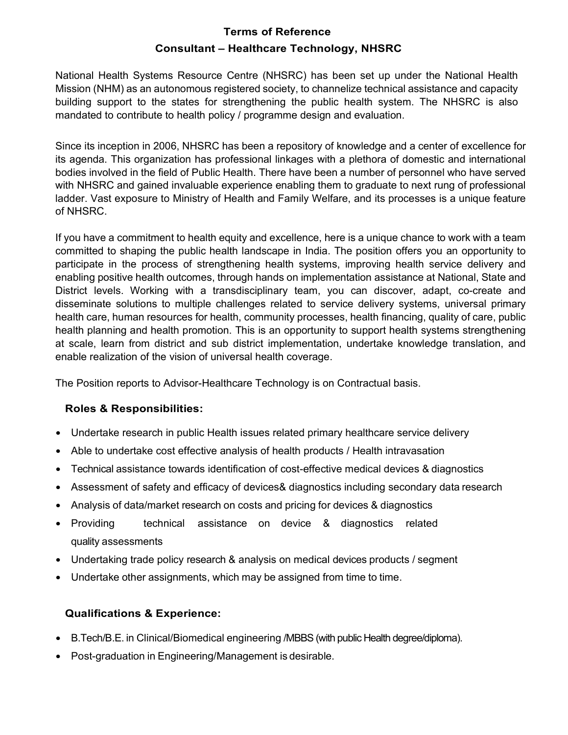# Terms of Reference
## Consultant – Healthcare Technology, NHSRC

National Health Systems Resource Centre (NHSRC) has been set up under the National Health Mission (NHM) as an autonomous registered society, to channelize technical assistance and capacity building support to the states for strengthening the public health system. The NHSRC is also mandated to contribute to health policy / programme design and evaluation.

Since its inception in 2006, NHSRC has been a repository of knowledge and a center of excellence for its agenda. This organization has professional linkages with a plethora of domestic and international bodies involved in the field of Public Health. There have been a number of personnel who have served with NHSRC and gained invaluable experience enabling them to graduate to next rung of professional ladder. Vast exposure to Ministry of Health and Family Welfare, and its processes is a unique feature of NHSRC.

If you have a commitment to health equity and excellence, here is a unique chance to work with a team committed to shaping the public health landscape in India. The position offers you an opportunity to participate in the process of strengthening health systems, improving health service delivery and enabling positive health outcomes, through hands on implementation assistance at National, State and District levels. Working with a transdisciplinary team, you can discover, adapt, co-create and disseminate solutions to multiple challenges related to service delivery systems, universal primary health care, human resources for health, community processes, health financing, quality of care, public health planning and health promotion. This is an opportunity to support health systems strengthening at scale, learn from district and sub district implementation, undertake knowledge translation, and enable realization of the vision of universal health coverage.

The Position reports to Advisor-Healthcare Technology is on Contractual basis.

### Roles & Responsibilities:

- Undertake research in public Health issues related primary healthcare service delivery
- Able to undertake cost effective analysis of health products / Health intravasation
- Technical assistance towards identification of cost-effective medical devices & diagnostics
- Assessment of safety and efficacy of devices& diagnostics including secondary data research
- Analysis of data/market research on costs and pricing for devices & diagnostics
- Providing technical assistance on device & diagnostics related quality assessments
- Undertaking trade policy research & analysis on medical devices products / segment
- Undertake other assignments, which may be assigned from time to time.

### Qualifications & Experience:

- B.Tech/B.E. in Clinical/Biomedical engineering /MBBS (with public Health degree/diploma).
- Post-graduation in Engineering/Management is desirable.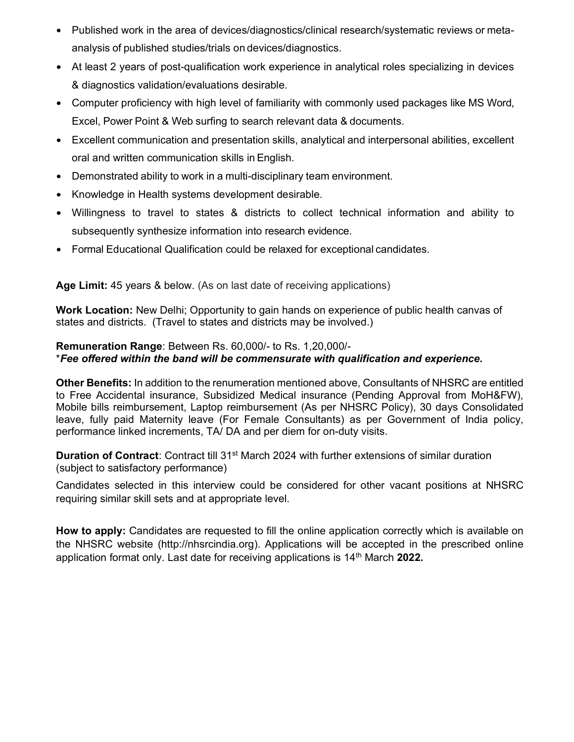- Published work in the area of devices/diagnostics/clinical research/systematic reviews or meta-analysis of published studies/trials on devices/diagnostics.
- At least 2 years of post-qualification work experience in analytical roles specializing in devices & diagnostics validation/evaluations desirable.
- Computer proficiency with high level of familiarity with commonly used packages like MS Word, Excel, Power Point & Web surfing to search relevant data & documents.
- Excellent communication and presentation skills, analytical and interpersonal abilities, excellent oral and written communication skills in English.
- Demonstrated ability to work in a multi-disciplinary team environment.
- Knowledge in Health systems development desirable.
- Willingness to travel to states & districts to collect technical information and ability to subsequently synthesize information into research evidence.
- Formal Educational Qualification could be relaxed for exceptional candidates.

**Age Limit:** 45 years & below. (As on last date of receiving applications)

**Work Location:** New Delhi; Opportunity to gain hands on experience of public health canvas of states and districts. (Travel to states and districts may be involved.)

**Remuneration Range**: Between Rs. 60,000/- to Rs. 1,20,000/-
****Fee offered within the band will be commensurate with qualification and experience.***

**Other Benefits:** In addition to the renumeration mentioned above, Consultants of NHSRC are entitled to Free Accidental insurance, Subsidized Medical insurance (Pending Approval from MoH&FW), Mobile bills reimbursement, Laptop reimbursement (As per NHSRC Policy), 30 days Consolidated leave, fully paid Maternity leave (For Female Consultants) as per Government of India policy, performance linked increments, TA/ DA and per diem for on-duty visits.

**Duration of Contract**: Contract till 31st March 2024 with further extensions of similar duration (subject to satisfactory performance)

Candidates selected in this interview could be considered for other vacant positions at NHSRC requiring similar skill sets and at appropriate level.

**How to apply:** Candidates are requested to fill the online application correctly which is available on the NHSRC website (http://nhsrcindia.org). Applications will be accepted in the prescribed online application format only. Last date for receiving applications is 14th March **2022.**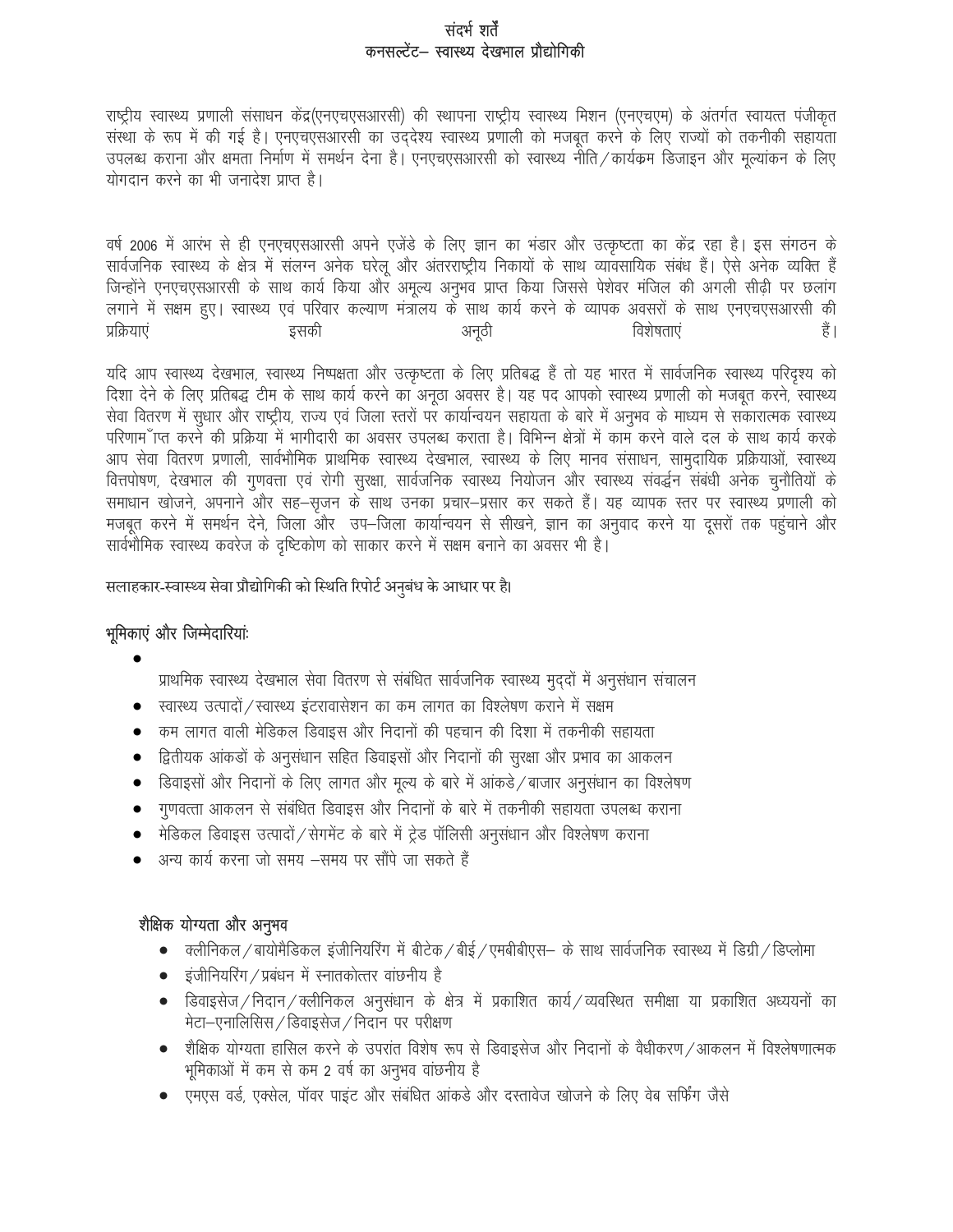# संदर्भ शर्तें

## कनसल्टेंट– स्वास्थ्य देखभाल प्रौद्योगिकी

राष्ट्रीय स्वास्थ्य प्रणाली संसाधन केंद्र(एनएचएसआरसी) की स्थापना राष्ट्रीय स्वास्थ्य मिशन (एनएचएम) के अंतर्गत स्वायत्त पंजीकृत संस्था के रूप में की गई है। एनएचएसआरसी का उद्देश्य स्वास्थ्य प्रणाली को मजबूत करने के लिए राज्यों को तकनीकी सहायता उपलब्ध कराना और क्षमता निर्माण में समर्थन देना है। एनएचएसआरसी को स्वास्थ्य नीति/कार्यक्रम डिजाइन और मूल्यांकन के लिए योगदान करने का भी जनादेश प्राप्त है।

वर्ष 2006 में आरंभ से ही एनएचएसआरसी अपने एजेंडे के लिए ज्ञान का भंडार और उत्कृष्टता का केंद्र रहा है। इस संगठन के सार्वजनिक स्वास्थ्य के क्षेत्र में संलग्न अनेक घरेलू और अंतरराष्ट्रीय निकायों के साथ व्यावसायिक संबंध हैं। ऐसे अनेक व्यक्ति हैं जिन्होंने एनएचएसआरसी के साथ कार्य किया और अमूल्य अनुभव प्राप्त किया जिससे पेशेवर मंजिल की अगली सीढ़ी पर छलांग लगाने में सक्षम हुए। स्वास्थ्य एवं परिवार कल्याण मंत्रालय के साथ कार्य करने के व्यापक अवसरों के साथ एनएचएसआरसी की प्रक्रियाएं इसकी अनूठी विशेषताएं हैं।

यदि आप स्वास्थ्य देखभाल, स्वास्थ्य निष्पक्षता और उत्कृष्टता के लिए प्रतिबद्ध हैं तो यह भारत में सार्वजनिक स्वास्थ्य परिदृश्य को दिशा देने के लिए प्रतिबद्ध टीम के साथ कार्य करने का अनूठा अवसर है। यह पद आपको स्वास्थ्य प्रणाली को मजबूत करने, स्वास्थ्य सेवा वितरण में सुधार और राष्ट्रीय, राज्य एवं जिला स्तरों पर कार्यान्वयन सहायता के बारे में अनुभव के माध्यम से सकारात्मक स्वास्थ्य परिणाम ँप्त करने की प्रक्रिया में भागीदारी का अवसर उपलब्ध कराता है। विभिन्न क्षेत्रों में काम करने वाले दल के साथ कार्य करके आप सेवा वितरण प्रणाली, सार्वभौमिक प्राथमिक स्वास्थ्य देखभाल, स्वास्थ्य के लिए मानव संसाधन, सामुदायिक प्रक्रियाओं, स्वास्थ्य वित्तपोषण, देखभाल की गुणवत्ता एवं रोगी सुरक्षा, सार्वजनिक स्वास्थ्य नियोजन और स्वास्थ्य संवर्द्धन संबंधी अनेक चुनौतियों के समाधान खोजने, अपनाने और सह–सृजन के साथ उनका प्रचार–प्रसार कर सकते हैं। यह व्यापक स्तर पर स्वास्थ्य प्रणाली को मजबूत करने में समर्थन देने, जिला और उप–जिला कार्यान्वयन से सीखने, ज्ञान का अनुवाद करने या दूसरों तक पहुंचाने और सार्वभौमिक स्वास्थ्य कवरेज के दृष्टिकोण को साकार करने में सक्षम बनाने का अवसर भी है।

सलाहकार-स्वास्थ्य सेवा प्रौद्योगिकी को स्थिति रिपोर्ट अनुबंध के आधार पर है।

### भूमिकाएं और जिम्मेदारियांः

- प्राथमिक स्वास्थ्य देखभाल सेवा वितरण से संबंधित सार्वजनिक स्वास्थ्य मुद्दों में अनुसंधान संचालन
- स्वास्थ्य उत्पादों/स्वास्थ्य इंटरावासेशन का कम लागत का विश्लेषण कराने में सक्षम
- कम लागत वाली मेडिकल डिवाइस और निदानों की पहचान की दिशा में तकनीकी सहायता
- द्वितीयक आंकडों के अनुसंधान सहित डिवाइसों और निदानों की सुरक्षा और प्रभाव का आकलन
- डिवाइसों और निदानों के लिए लागत और मूल्य के बारे में आंकडे/बाजार अनुसंधान का विश्लेषण
- गुणवत्ता आकलन से संबंधित डिवाइस और निदानों के बारे में तकनीकी सहायता उपलब्ध कराना
- मेडिकल डिवाइस उत्पादों/सेगमेंट के बारे में ट्रेड पॉलिसी अनुसंधान और विश्लेषण कराना
- अन्य कार्य करना जो समय –समय पर सौंपे जा सकते हैं

### शैक्षिक योग्यता और अनुभव

- क्लीनिकल/बायोमैडिकल इंजीनियरिंग में बीटेक/बीई/एमबीबीएस– के साथ सार्वजनिक स्वास्थ्य में डिग्री/डिप्लोमा
- इंजीनियरिंग/प्रबंधन में स्नातकोत्तर वांछनीय है
- डिवाइसेज/निदान/क्लीनिकल अनुसंधान के क्षेत्र में प्रकाशित कार्य/व्यवस्थित समीक्षा या प्रकाशित अध्ययनों का मेटा–एनालिसिस/डिवाइसेज/निदान पर परीक्षण
- शैक्षिक योग्यता हासिल करने के उपरांत विशेष रूप से डिवाइसेज और निदानों के वैधीकरण/आकलन में विश्लेषणात्मक भूमिकाओं में कम से कम 2 वर्ष का अनुभव वांछनीय है
- एमएस वर्ड, एक्सेल, पॉवर पाइंट और संबंधित आंकडे और दस्तावेज खोजने के लिए वेब सर्फिंग जैसे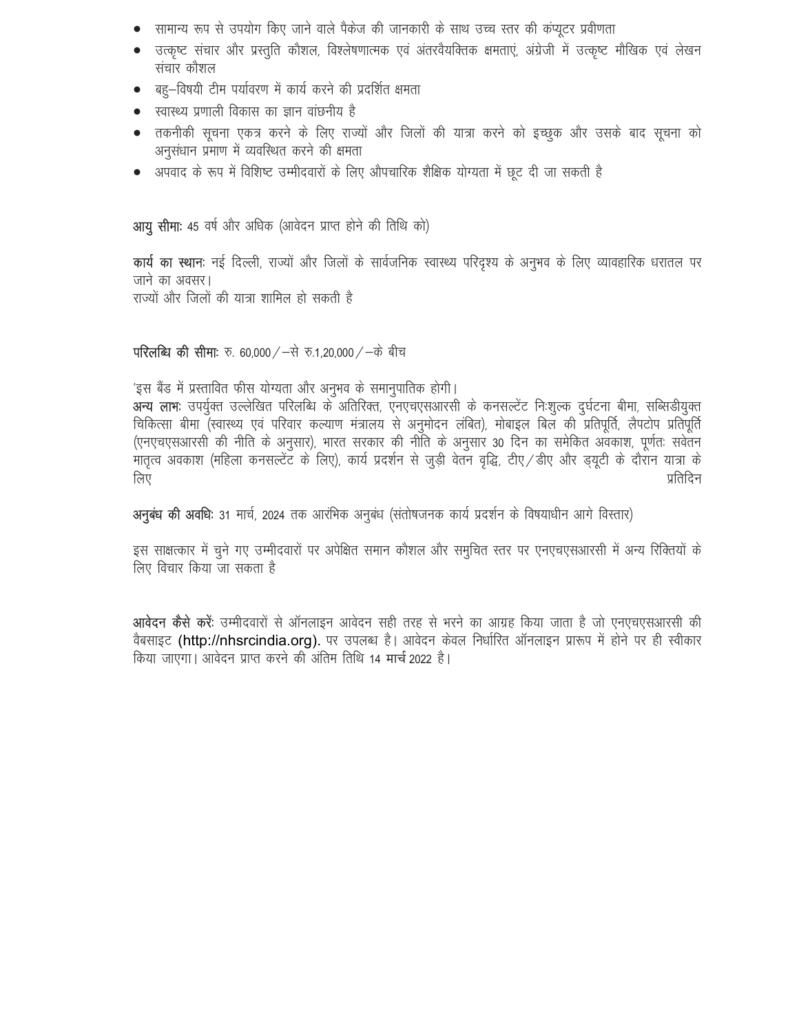- सामान्य रूप से उपयोग किए जाने वाले पैकेज की जानकारी के साथ उच्च स्तर की कंप्यूटर प्रवीणता
- उत्कृष्ट संचार और प्रस्तुति कौशल, विश्लेषणात्मक एवं अंतरवैयक्तिक क्षमताएं, अंग्रेजी में उत्कृष्ट मौखिक एवं लेखन संचार कौशल
- बहु–विषयी टीम पर्यावरण में कार्य करने की प्रदर्शित क्षमता
- स्वास्थ्य प्रणाली विकास का ज्ञान वांछनीय है
- तकनीकी सूचना एकत्र करने के लिए राज्यों और जिलों की यात्रा करने को इच्छुक और उसके बाद सूचना को अनुसंधान प्रमाण में व्यवस्थित करने की क्षमता
- अपवाद के रूप में विशिष्ट उम्मीदवारों के लिए औपचारिक शैक्षिक योग्यता में छूट दी जा सकती है

**आयु सीमाः** 45 वर्ष और अधिक (आवेदन प्राप्त होने की तिथि को)

**कार्य का स्थानः** नई दिल्ली, राज्यों और जिलों के सार्वजनिक स्वास्थ्य परिदृश्य के अनुभव के लिए व्यावहारिक धरातल पर जाने का अवसर।
राज्यों और जिलों की यात्रा शामिल हो सकती है

**परिलब्धि की सीमाः** रु. 60,000/–से रु.1,20,000/–के बीच

'इस बैंड में प्रस्तावित फीस योग्यता और अनुभव के समानुपातिक होगी।
**अन्य लाभः** उपर्युक्त उल्लेखित परिलब्धि के अतिरिक्त, एनएचएसआरसी के कनसल्टेंट निःशुल्क दुर्घटना बीमा, सब्सिडीयुक्त चिकित्सा बीमा (स्वास्थ्य एवं परिवार कल्याण मंत्रालय से अनुमोदन लंबित), मोबाइल बिल की प्रतिपूर्ति, लैपटोप प्रतिपूर्ति (एनएचएसआरसी की नीति के अनुसार), भारत सरकार की नीति के अनुसार 30 दिन का समेकित अवकाश, पूर्णतः सवेतन मातृत्व अवकाश (महिला कनसल्टेंट के लिए), कार्य प्रदर्शन से जुड़ी वेतन वृद्धि, टीए/डीए और ड्यूटी के दौरान यात्रा के लिए प्रतिदिन

**अनुबंध की अवधिः** 31 मार्च, 2024 तक आरंभिक अनुबंध (संतोषजनक कार्य प्रदर्शन के विषयाधीन आगे विस्तार)

इस साक्षत्कार में चुने गए उम्मीदवारों पर अपेक्षित समान कौशल और समुचित स्तर पर एनएचएसआरसी में अन्य रिक्तियों के लिए विचार किया जा सकता है

**आवेदन कैसे करेंः** उम्मीदवारों से ऑनलाइन आवेदन सही तरह से भरने का आग्रह किया जाता है जो एनएचएसआरसी की वैबसाइट (http://nhsrcindia.org). पर उपलब्ध है। आवेदन केवल निर्धारित ऑनलाइन प्रारूप में होने पर ही स्वीकार किया जाएगा। आवेदन प्राप्त करने की अंतिम तिथि 14 मार्च 2022 है।